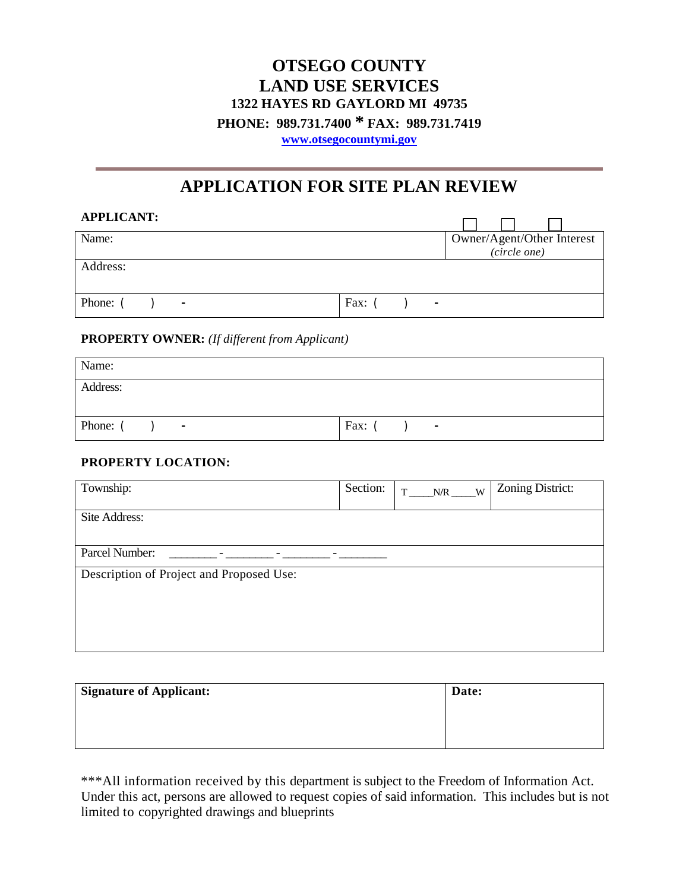# OTSEGO COUNTY
# LAND USE SERVICES

**1322 HAYES RD GAYLORD MI 49735**

**PHONE: 989.731.7400 * FAX: 989.731.7419**

**www.otsegocountymi.gov**

---

## APPLICATION FOR SITE PLAN REVIEW

**APPLICANT:**

| Name: | | ☐ ☐ ☐ Owner/Agent/Other Interest *(circle one)* |
|---|---|---|
| Address: | | |
| Phone: (    )    - | Fax: (    )    - | |

**PROPERTY OWNER:** *(If different from Applicant)*

| Name: | |
|---|---|
| Address: | |
| Phone: (    )    - | Fax: (    )    - |

**PROPERTY LOCATION:**

| Township: | Section: | T ____N/R ____W | Zoning District: |
|---|---|---|---|
| Site Address: | | | |
| Parcel Number: ________ - ________ - ________ - ________ | | | |
| Description of Project and Proposed Use: | | | |

| **Signature of Applicant:** | **Date:** |
|---|---|
| | |

***All information received by this department is subject to the Freedom of Information Act. Under this act, persons are allowed to request copies of said information. This includes but is not limited to copyrighted drawings and blueprints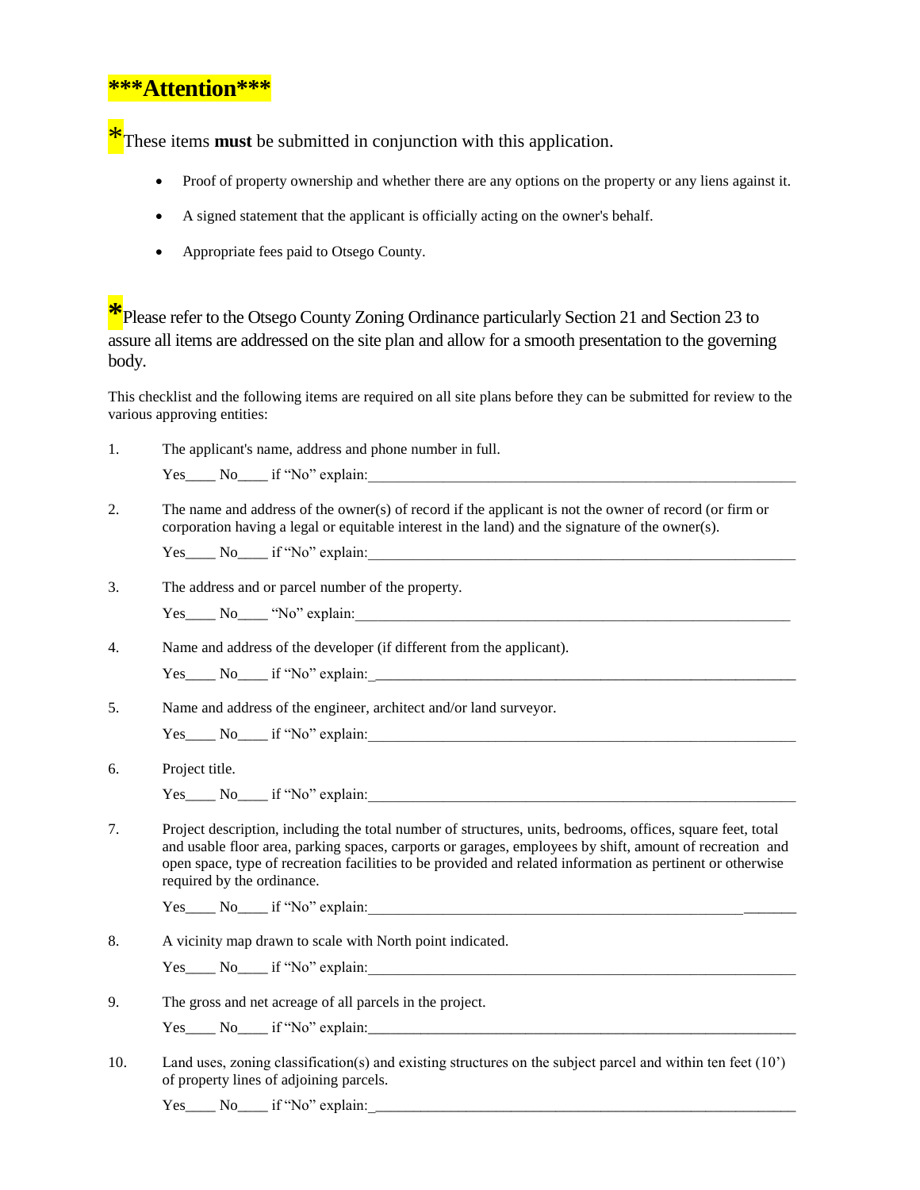# ***Attention***

*These items **must** be submitted in conjunction with this application.

- Proof of property ownership and whether there are any options on the property or any liens against it.
- A signed statement that the applicant is officially acting on the owner's behalf.
- Appropriate fees paid to Otsego County.

*Please refer to the Otsego County Zoning Ordinance particularly Section 21 and Section 23 to assure all items are addressed on the site plan and allow for a smooth presentation to the governing body.

This checklist and the following items are required on all site plans before they can be submitted for review to the various approving entities:

1. The applicant's name, address and phone number in full.

   Yes____ No____ if "No" explain:____________________________________________________________

2. The name and address of the owner(s) of record if the applicant is not the owner of record (or firm or corporation having a legal or equitable interest in the land) and the signature of the owner(s).

   Yes____ No____ if "No" explain:____________________________________________________________

3. The address and or parcel number of the property.

   Yes____ No____ "No" explain:______________________________________________________________

4. Name and address of the developer (if different from the applicant).

   Yes____ No____ if "No" explain:____________________________________________________________

5. Name and address of the engineer, architect and/or land surveyor.

   Yes____ No____ if "No" explain:____________________________________________________________

6. Project title.

   Yes____ No____ if "No" explain:____________________________________________________________

7. Project description, including the total number of structures, units, bedrooms, offices, square feet, total and usable floor area, parking spaces, carports or garages, employees by shift, amount of recreation and open space, type of recreation facilities to be provided and related information as pertinent or otherwise required by the ordinance.

   Yes____ No____ if "No" explain:____________________________________________________________

8. A vicinity map drawn to scale with North point indicated.

   Yes____ No____ if "No" explain:____________________________________________________________

9. The gross and net acreage of all parcels in the project.

   Yes____ No____ if "No" explain:____________________________________________________________

10. Land uses, zoning classification(s) and existing structures on the subject parcel and within ten feet (10') of property lines of adjoining parcels.

    Yes____ No____ if "No" explain:____________________________________________________________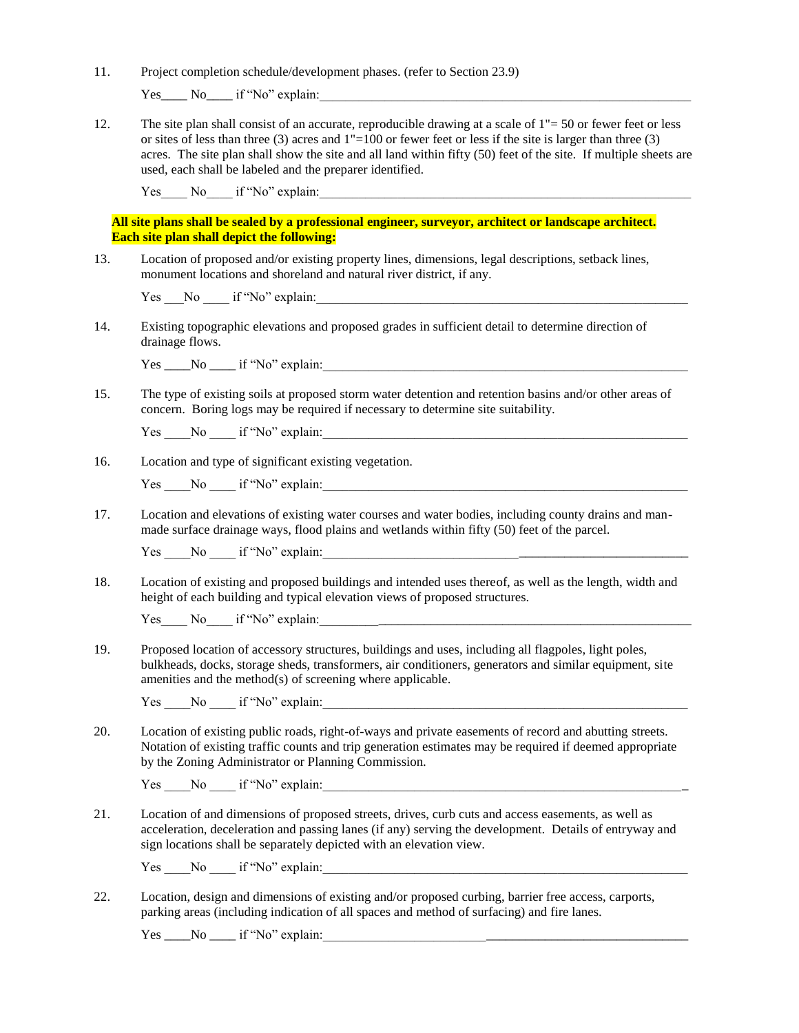11. Project completion schedule/development phases. (refer to Section 23.9)

    Yes____ No____ if "No" explain:____________________________________________________________

12. The site plan shall consist of an accurate, reproducible drawing at a scale of 1"= 50 or fewer feet or less or sites of less than three (3) acres and 1"=100 or fewer feet or less if the site is larger than three (3) acres. The site plan shall show the site and all land within fifty (50) feet of the site. If multiple sheets are used, each shall be labeled and the preparer identified.

    Yes____ No____ if "No" explain:____________________________________________________________

**All site plans shall be sealed by a professional engineer, surveyor, architect or landscape architect. Each site plan shall depict the following:**

13. Location of proposed and/or existing property lines, dimensions, legal descriptions, setback lines, monument locations and shoreland and natural river district, if any.

    Yes ___No ____ if "No" explain:____________________________________________________________

14. Existing topographic elevations and proposed grades in sufficient detail to determine direction of drainage flows.

    Yes ____No ____ if "No" explain:____________________________________________________________

15. The type of existing soils at proposed storm water detention and retention basins and/or other areas of concern. Boring logs may be required if necessary to determine site suitability.

    Yes ____No ____ if "No" explain:____________________________________________________________

16. Location and type of significant existing vegetation.

    Yes ____No ____ if "No" explain:____________________________________________________________

17. Location and elevations of existing water courses and water bodies, including county drains and man-made surface drainage ways, flood plains and wetlands within fifty (50) feet of the parcel.

    Yes ____No ____ if "No" explain:____________________________________________________________

18. Location of existing and proposed buildings and intended uses thereof, as well as the length, width and height of each building and typical elevation views of proposed structures.

    Yes____ No____ if "No" explain:____________________________________________________________

19. Proposed location of accessory structures, buildings and uses, including all flagpoles, light poles, bulkheads, docks, storage sheds, transformers, air conditioners, generators and similar equipment, site amenities and the method(s) of screening where applicable.

    Yes ____No ____ if "No" explain:____________________________________________________________

20. Location of existing public roads, right-of-ways and private easements of record and abutting streets. Notation of existing traffic counts and trip generation estimates may be required if deemed appropriate by the Zoning Administrator or Planning Commission.

    Yes ____No ____ if "No" explain:____________________________________________________________

21. Location of and dimensions of proposed streets, drives, curb cuts and access easements, as well as acceleration, deceleration and passing lanes (if any) serving the development. Details of entryway and sign locations shall be separately depicted with an elevation view.

    Yes ____No ____ if "No" explain:____________________________________________________________

22. Location, design and dimensions of existing and/or proposed curbing, barrier free access, carports, parking areas (including indication of all spaces and method of surfacing) and fire lanes.

    Yes ____No ____ if "No" explain:____________________________________________________________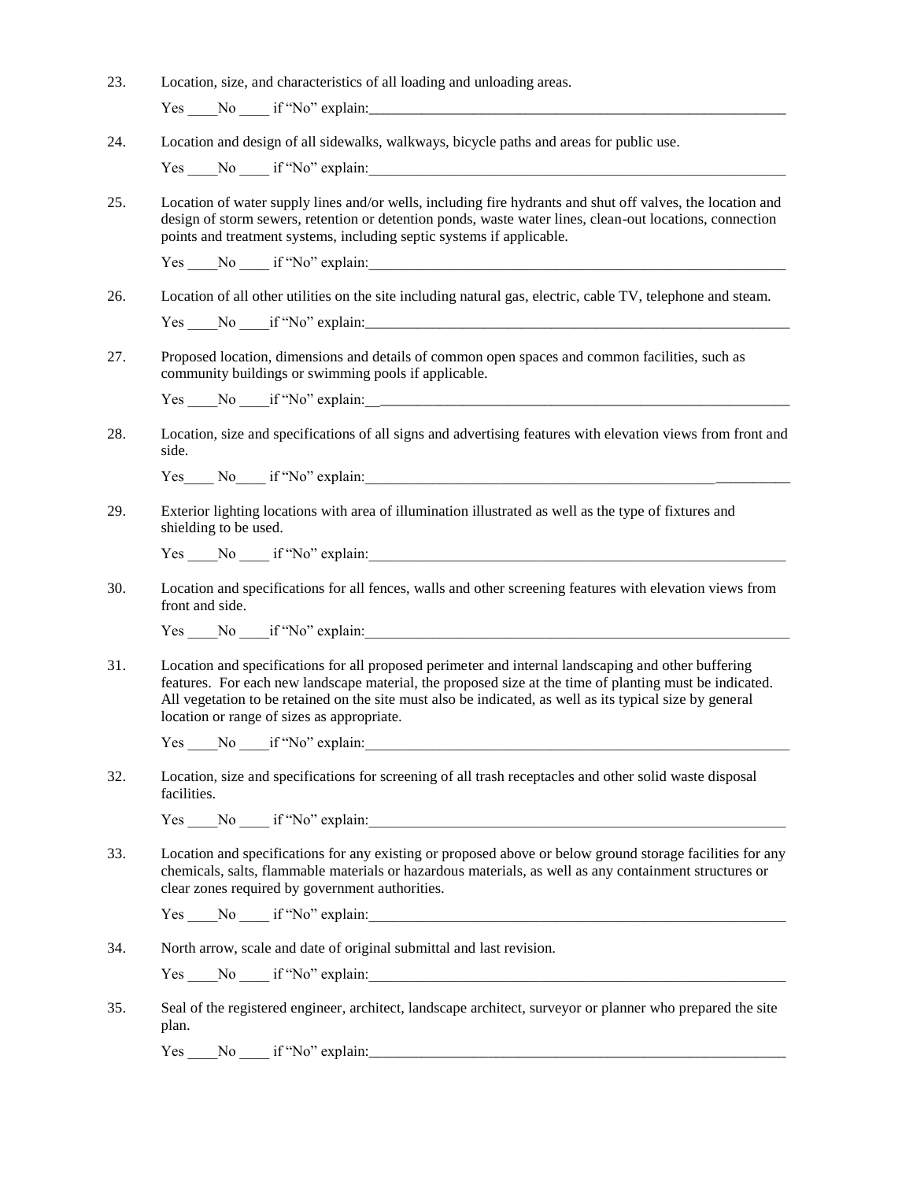23. Location, size, and characteristics of all loading and unloading areas.

    Yes ____No ____ if "No" explain:___________________________________________________________

24. Location and design of all sidewalks, walkways, bicycle paths and areas for public use.

    Yes ____No ____ if "No" explain:___________________________________________________________

25. Location of water supply lines and/or wells, including fire hydrants and shut off valves, the location and design of storm sewers, retention or detention ponds, waste water lines, clean-out locations, connection points and treatment systems, including septic systems if applicable.

    Yes ____No ____ if "No" explain:___________________________________________________________

26. Location of all other utilities on the site including natural gas, electric, cable TV, telephone and steam.

    Yes ____No ____if "No" explain:____________________________________________________________

27. Proposed location, dimensions and details of common open spaces and common facilities, such as community buildings or swimming pools if applicable.

    Yes ____No ____if "No" explain:____________________________________________________________

28. Location, size and specifications of all signs and advertising features with elevation views from front and side.

    Yes____ No____ if "No" explain:____________________________________________________________

29. Exterior lighting locations with area of illumination illustrated as well as the type of fixtures and shielding to be used.

    Yes ____No ____ if "No" explain:___________________________________________________________

30. Location and specifications for all fences, walls and other screening features with elevation views from front and side.

    Yes ____No ____if "No" explain:____________________________________________________________

31. Location and specifications for all proposed perimeter and internal landscaping and other buffering features. For each new landscape material, the proposed size at the time of planting must be indicated. All vegetation to be retained on the site must also be indicated, as well as its typical size by general location or range of sizes as appropriate.

    Yes ____No ____if "No" explain:____________________________________________________________

32. Location, size and specifications for screening of all trash receptacles and other solid waste disposal facilities.

    Yes ____No ____ if "No" explain:___________________________________________________________

33. Location and specifications for any existing or proposed above or below ground storage facilities for any chemicals, salts, flammable materials or hazardous materials, as well as any containment structures or clear zones required by government authorities.

    Yes ____No ____ if "No" explain:___________________________________________________________

34. North arrow, scale and date of original submittal and last revision.

    Yes ____No ____ if "No" explain:___________________________________________________________

35. Seal of the registered engineer, architect, landscape architect, surveyor or planner who prepared the site plan.

    Yes ____No ____ if "No" explain:___________________________________________________________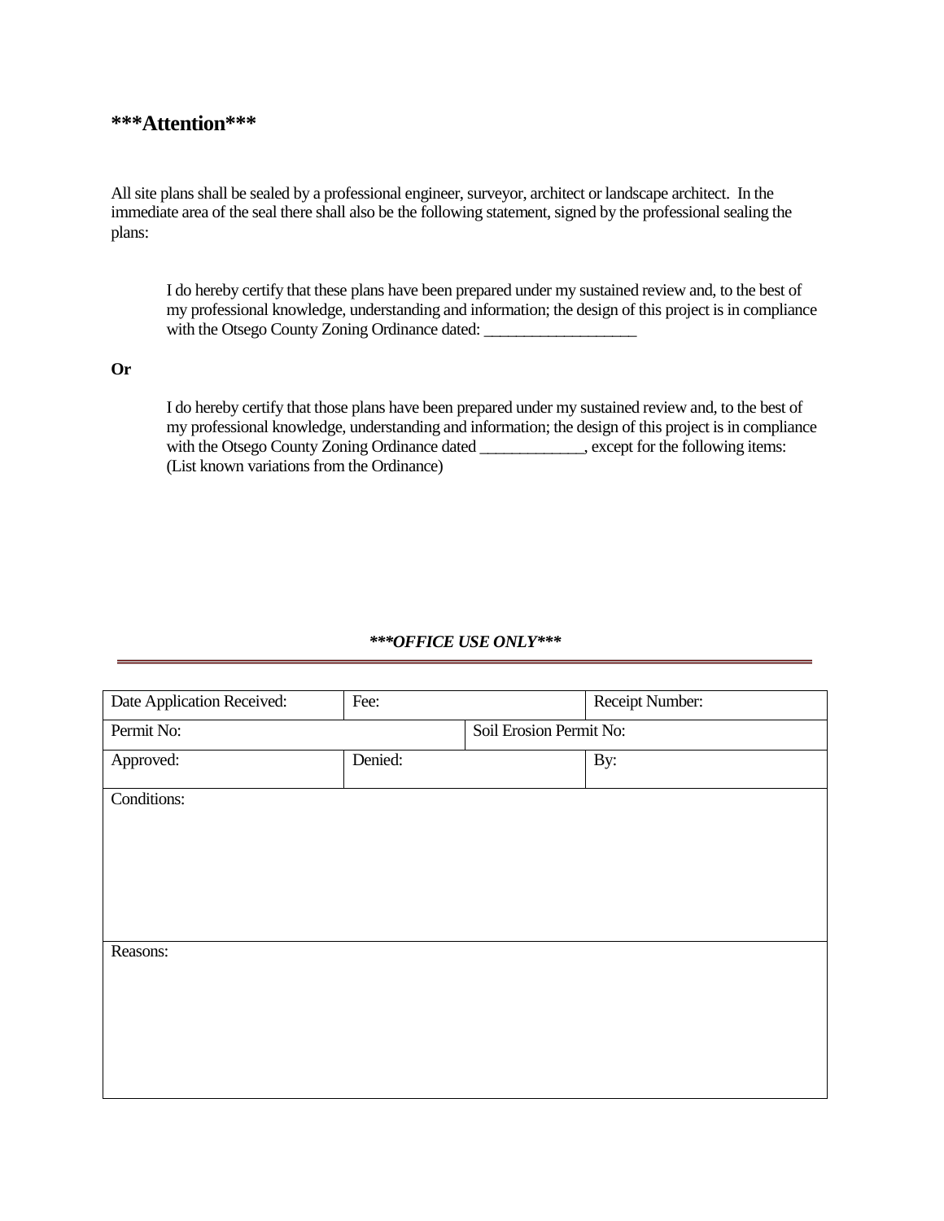# ***Attention***

All site plans shall be sealed by a professional engineer, surveyor, architect or landscape architect. In the immediate area of the seal there shall also be the following statement, signed by the professional sealing the plans:

> I do hereby certify that these plans have been prepared under my sustained review and, to the best of my professional knowledge, understanding and information; the design of this project is in compliance with the Otsego County Zoning Ordinance dated: ___________________

**Or**

> I do hereby certify that those plans have been prepared under my sustained review and, to the best of my professional knowledge, understanding and information; the design of this project is in compliance with the Otsego County Zoning Ordinance dated _____________, except for the following items: (List known variations from the Ordinance)

***\*\*\*OFFICE USE ONLY\*\*\****

| Date Application Received: | Fee: | | Receipt Number: |
|---|---|---|---|
| Permit No: | | Soil Erosion Permit No: | |
| Approved: | Denied: | | By: |
| Conditions: | | | |
| Reasons: | | | |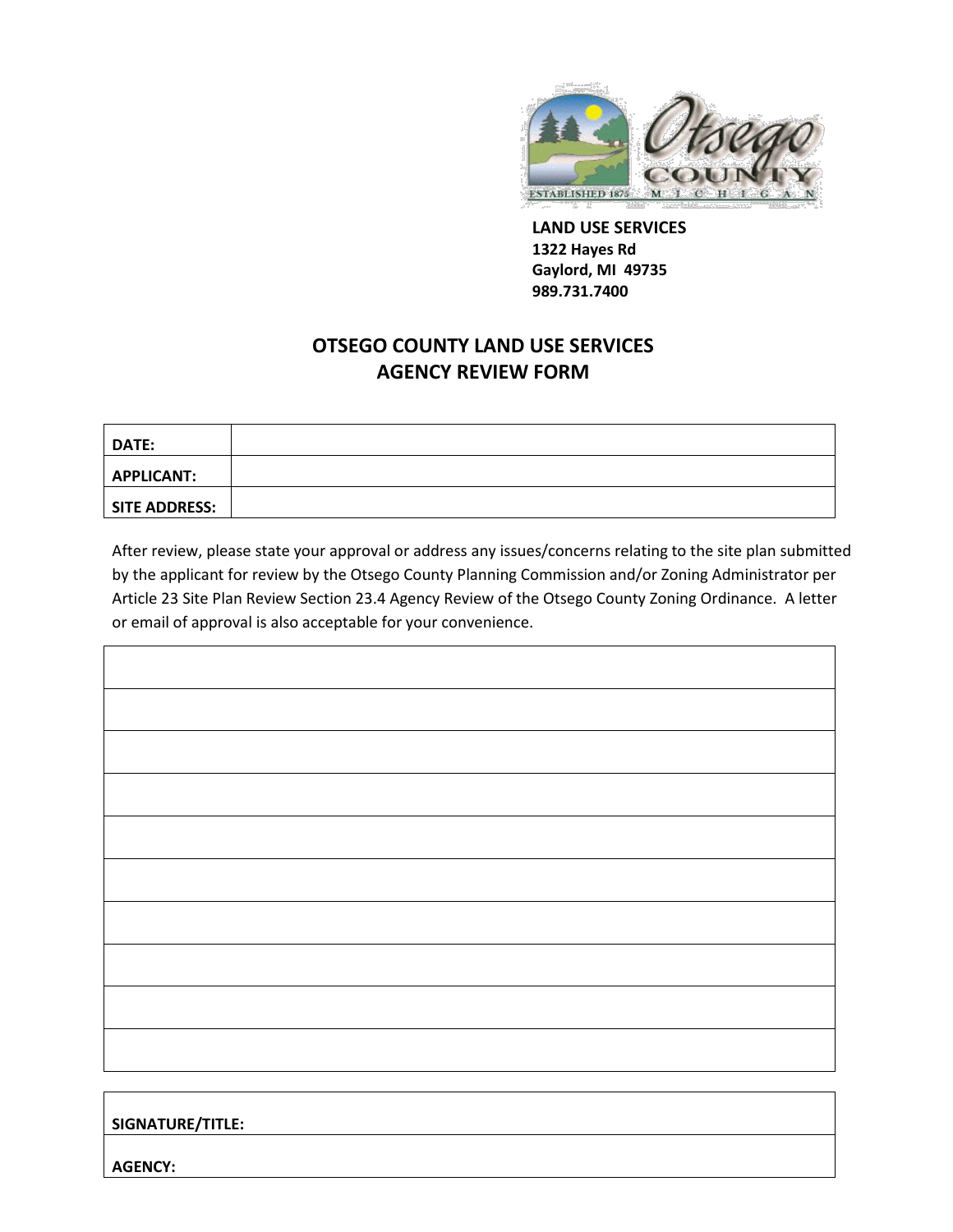LAND USE SERVICES
1322 Hayes Rd
Gaylord, MI 49735
989.731.7400

# OTSEGO COUNTY LAND USE SERVICES
# AGENCY REVIEW FORM

| | |
|---|---|
| **DATE:** | |
| **APPLICANT:** | |
| **SITE ADDRESS:** | |

After review, please state your approval or address any issues/concerns relating to the site plan submitted by the applicant for review by the Otsego County Planning Commission and/or Zoning Administrator per Article 23 Site Plan Review Section 23.4 Agency Review of the Otsego County Zoning Ordinance. A letter or email of approval is also acceptable for your convenience.

| |
|---|
| |
| |
| |
| |
| |
| |
| |
| |
| |
| |

| |
|---|
| **SIGNATURE/TITLE:** |
| **AGENCY:** |